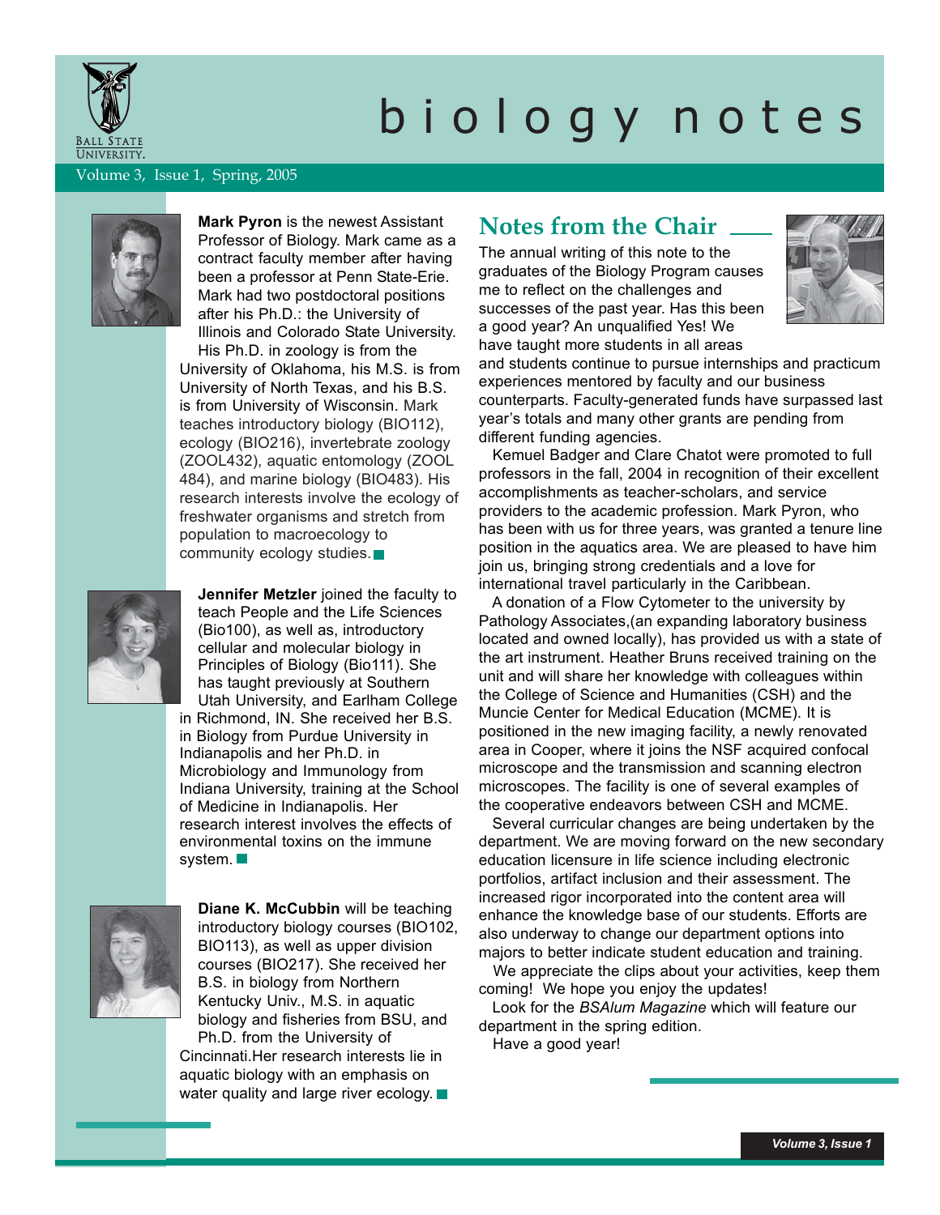# biology notes

Volume 3, Issue 1, Spring, 2005

**Mark Pyron** is the newest Assistant Professor of Biology. Mark came as a contract faculty member after having been a professor at Penn State-Erie. Mark had two postdoctoral positions after his Ph.D.: the University of Illinois and Colorado State University. His Ph.D. in zoology is from the University of Oklahoma, his M.S. is from University of North Texas, and his B.S. is from University of Wisconsin. Mark teaches introductory biology (BIO112), ecology (BIO216), invertebrate zoology (ZOOL432), aquatic entomology (ZOOL 484), and marine biology (BIO483). His research interests involve the ecology of freshwater organisms and stretch from population to macroecology to community ecology studies.

**Jennifer Metzler** joined the faculty to teach People and the Life Sciences (Bio100), as well as, introductory cellular and molecular biology in Principles of Biology (Bio111). She has taught previously at Southern Utah University, and Earlham College in Richmond, IN. She received her B.S. in Biology from Purdue University in Indianapolis and her Ph.D. in Microbiology and Immunology from Indiana University, training at the School of Medicine in Indianapolis. Her research interest involves the effects of environmental toxins on the immune system.

**Diane K. McCubbin** will be teaching introductory biology courses (BIO102, BIO113), as well as upper division courses (BIO217). She received her B.S. in biology from Northern Kentucky Univ., M.S. in aquatic biology and fisheries from BSU, and Ph.D. from the University of Cincinnati.Her research interests lie in aquatic biology with an emphasis on water quality and large river ecology.

## Notes from the Chair

The annual writing of this note to the graduates of the Biology Program causes me to reflect on the challenges and successes of the past year. Has this been a good year? An unqualified Yes! We have taught more students in all areas and students continue to pursue internships and practicum experiences mentored by faculty and our business counterparts. Faculty-generated funds have surpassed last year's totals and many other grants are pending from different funding agencies.

Kemuel Badger and Clare Chatot were promoted to full professors in the fall, 2004 in recognition of their excellent accomplishments as teacher-scholars, and service providers to the academic profession. Mark Pyron, who has been with us for three years, was granted a tenure line position in the aquatics area. We are pleased to have him join us, bringing strong credentials and a love for international travel particularly in the Caribbean.

A donation of a Flow Cytometer to the university by Pathology Associates,(an expanding laboratory business located and owned locally), has provided us with a state of the art instrument. Heather Bruns received training on the unit and will share her knowledge with colleagues within the College of Science and Humanities (CSH) and the Muncie Center for Medical Education (MCME). It is positioned in the new imaging facility, a newly renovated area in Cooper, where it joins the NSF acquired confocal microscope and the transmission and scanning electron microscopes. The facility is one of several examples of the cooperative endeavors between CSH and MCME.

Several curricular changes are being undertaken by the department. We are moving forward on the new secondary education licensure in life science including electronic portfolios, artifact inclusion and their assessment. The increased rigor incorporated into the content area will enhance the knowledge base of our students. Efforts are also underway to change our department options into majors to better indicate student education and training.

We appreciate the clips about your activities, keep them coming! We hope you enjoy the updates!

Look for the *BSAlum Magazine* which will feature our department in the spring edition.

Have a good year!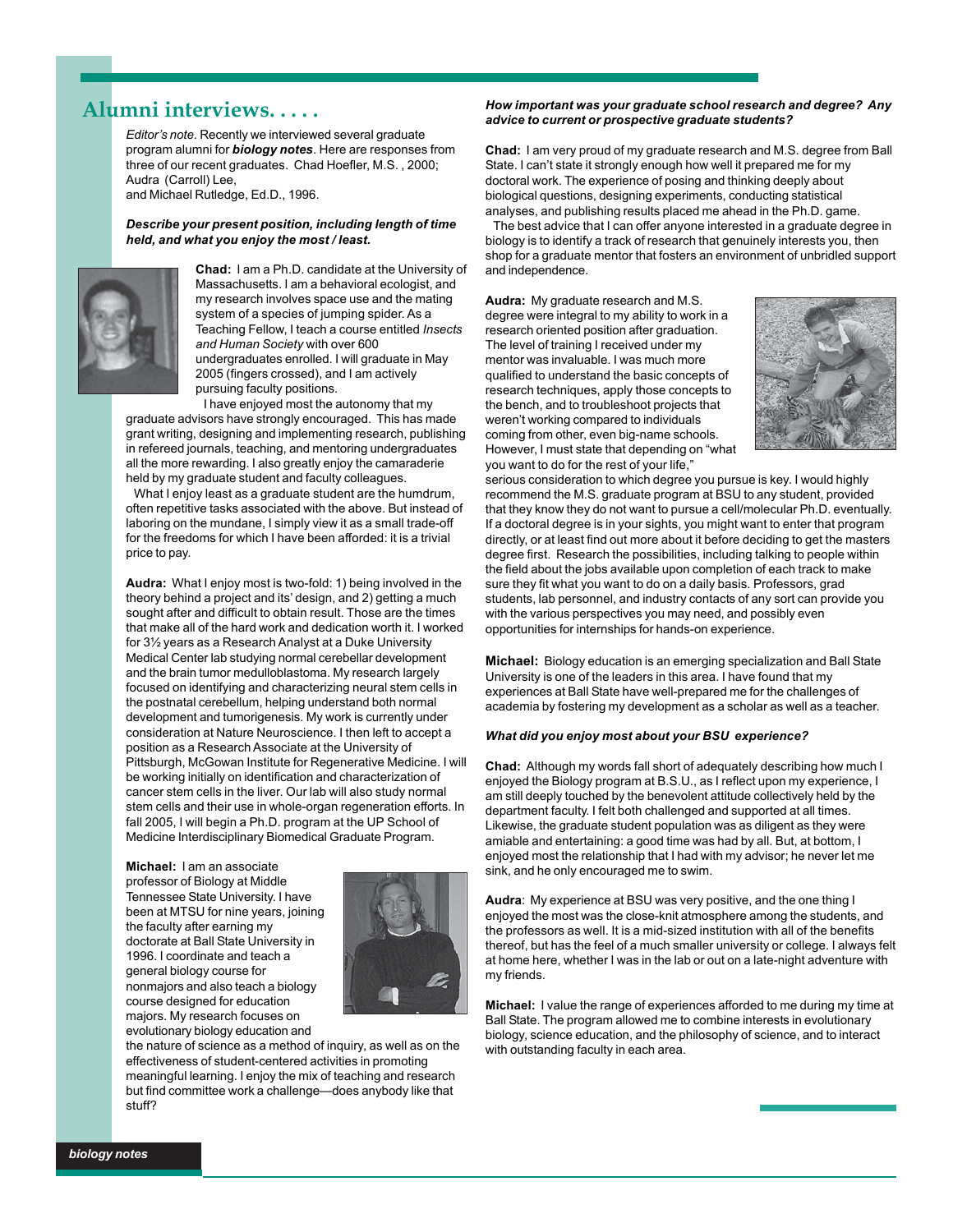## Alumni interviews. . . . .

*Editor's note.* Recently we interviewed several graduate program alumni for ***biology notes***. Here are responses from three of our recent graduates. Chad Hoefler, M.S. , 2000; Audra (Carroll) Lee,
and Michael Rutledge, Ed.D., 1996.

***Describe your present position, including length of time held, and what you enjoy the most / least.***

**Chad:** I am a Ph.D. candidate at the University of Massachusetts. I am a behavioral ecologist, and my research involves space use and the mating system of a species of jumping spider. As a Teaching Fellow, I teach a course entitled *Insects and Human Society* with over 600 undergraduates enrolled. I will graduate in May 2005 (fingers crossed), and I am actively pursuing faculty positions.

I have enjoyed most the autonomy that my graduate advisors have strongly encouraged. This has made grant writing, designing and implementing research, publishing in refereed journals, teaching, and mentoring undergraduates all the more rewarding. I also greatly enjoy the camaraderie held by my graduate student and faculty colleagues.

What I enjoy least as a graduate student are the humdrum, often repetitive tasks associated with the above. But instead of laboring on the mundane, I simply view it as a small trade-off for the freedoms for which I have been afforded: it is a trivial price to pay.

**Audra:** What I enjoy most is two-fold: 1) being involved in the theory behind a project and its' design, and 2) getting a much sought after and difficult to obtain result. Those are the times that make all of the hard work and dedication worth it. I worked for 3½ years as a Research Analyst at a Duke University Medical Center lab studying normal cerebellar development and the brain tumor medulloblastoma. My research largely focused on identifying and characterizing neural stem cells in the postnatal cerebellum, helping understand both normal development and tumorigenesis. My work is currently under consideration at Nature Neuroscience. I then left to accept a position as a Research Associate at the University of Pittsburgh, McGowan Institute for Regenerative Medicine. I will be working initially on identification and characterization of cancer stem cells in the liver. Our lab will also study normal stem cells and their use in whole-organ regeneration efforts. In fall 2005, I will begin a Ph.D. program at the UP School of Medicine Interdisciplinary Biomedical Graduate Program.

**Michael:** I am an associate professor of Biology at Middle Tennessee State University. I have been at MTSU for nine years, joining the faculty after earning my doctorate at Ball State University in 1996. I coordinate and teach a general biology course for nonmajors and also teach a biology course designed for education majors. My research focuses on evolutionary biology education and the nature of science as a method of inquiry, as well as on the effectiveness of student-centered activities in promoting meaningful learning. I enjoy the mix of teaching and research but find committee work a challenge—does anybody like that stuff?

***How important was your graduate school research and degree? Any advice to current or prospective graduate students?***

**Chad:** I am very proud of my graduate research and M.S. degree from Ball State. I can't state it strongly enough how well it prepared me for my doctoral work. The experience of posing and thinking deeply about biological questions, designing experiments, conducting statistical analyses, and publishing results placed me ahead in the Ph.D. game.

The best advice that I can offer anyone interested in a graduate degree in biology is to identify a track of research that genuinely interests you, then shop for a graduate mentor that fosters an environment of unbridled support and independence.

**Audra:** My graduate research and M.S. degree were integral to my ability to work in a research oriented position after graduation. The level of training I received under my mentor was invaluable. I was much more qualified to understand the basic concepts of research techniques, apply those concepts to the bench, and to troubleshoot projects that weren't working compared to individuals coming from other, even big-name schools. However, I must state that depending on "what you want to do for the rest of your life," serious consideration to which degree you pursue is key. I would highly recommend the M.S. graduate program at BSU to any student, provided that they know they do not want to pursue a cell/molecular Ph.D. eventually. If a doctoral degree is in your sights, you might want to enter that program directly, or at least find out more about it before deciding to get the masters degree first. Research the possibilities, including talking to people within the field about the jobs available upon completion of each track to make sure they fit what you want to do on a daily basis. Professors, grad students, lab personnel, and industry contacts of any sort can provide you with the various perspectives you may need, and possibly even opportunities for internships for hands-on experience.

**Michael:** Biology education is an emerging specialization and Ball State University is one of the leaders in this area. I have found that my experiences at Ball State have well-prepared me for the challenges of academia by fostering my development as a scholar as well as a teacher.

***What did you enjoy most about your BSU experience?***

**Chad:** Although my words fall short of adequately describing how much I enjoyed the Biology program at B.S.U., as I reflect upon my experience, I am still deeply touched by the benevolent attitude collectively held by the department faculty. I felt both challenged and supported at all times. Likewise, the graduate student population was as diligent as they were amiable and entertaining: a good time was had by all. But, at bottom, I enjoyed most the relationship that I had with my advisor; he never let me sink, and he only encouraged me to swim.

**Audra**: My experience at BSU was very positive, and the one thing I enjoyed the most was the close-knit atmosphere among the students, and the professors as well. It is a mid-sized institution with all of the benefits thereof, but has the feel of a much smaller university or college. I always felt at home here, whether I was in the lab or out on a late-night adventure with my friends.

**Michael:** I value the range of experiences afforded to me during my time at Ball State. The program allowed me to combine interests in evolutionary biology, science education, and the philosophy of science, and to interact with outstanding faculty in each area.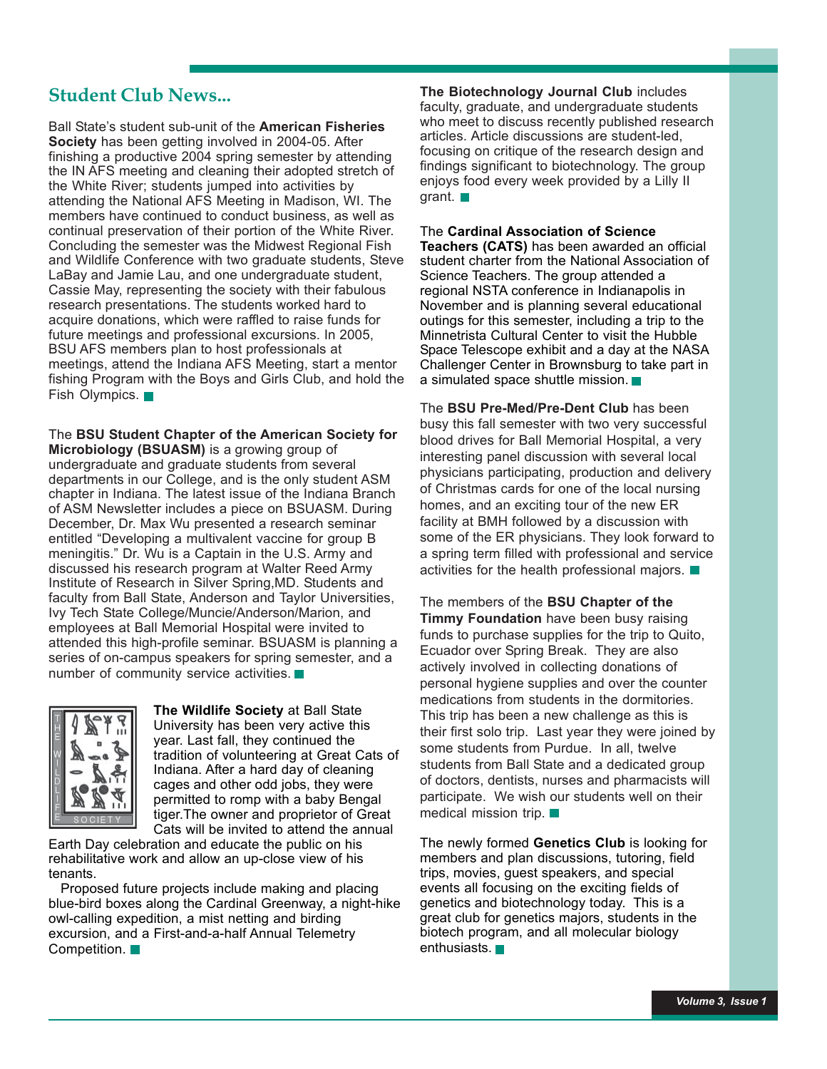## Student Club News...

Ball State's student sub-unit of the **American Fisheries Society** has been getting involved in 2004-05. After finishing a productive 2004 spring semester by attending the IN AFS meeting and cleaning their adopted stretch of the White River; students jumped into activities by attending the National AFS Meeting in Madison, WI. The members have continued to conduct business, as well as continual preservation of their portion of the White River. Concluding the semester was the Midwest Regional Fish and Wildlife Conference with two graduate students, Steve LaBay and Jamie Lau, and one undergraduate student, Cassie May, representing the society with their fabulous research presentations. The students worked hard to acquire donations, which were raffled to raise funds for future meetings and professional excursions. In 2005, BSU AFS members plan to host professionals at meetings, attend the Indiana AFS Meeting, start a mentor fishing Program with the Boys and Girls Club, and hold the Fish Olympics.

The **BSU Student Chapter of the American Society for Microbiology (BSUASM)** is a growing group of undergraduate and graduate students from several departments in our College, and is the only student ASM chapter in Indiana. The latest issue of the Indiana Branch of ASM Newsletter includes a piece on BSUASM. During December, Dr. Max Wu presented a research seminar entitled "Developing a multivalent vaccine for group B meningitis." Dr. Wu is a Captain in the U.S. Army and discussed his research program at Walter Reed Army Institute of Research in Silver Spring,MD. Students and faculty from Ball State, Anderson and Taylor Universities, Ivy Tech State College/Muncie/Anderson/Marion, and employees at Ball Memorial Hospital were invited to attended this high-profile seminar. BSUASM is planning a series of on-campus speakers for spring semester, and a number of community service activities.

**The Wildlife Society** at Ball State University has been very active this year. Last fall, they continued the tradition of volunteering at Great Cats of Indiana. After a hard day of cleaning cages and other odd jobs, they were permitted to romp with a baby Bengal tiger.The owner and proprietor of Great Cats will be invited to attend the annual Earth Day celebration and educate the public on his rehabilitative work and allow an up-close view of his tenants.

Proposed future projects include making and placing blue-bird boxes along the Cardinal Greenway, a night-hike owl-calling expedition, a mist netting and birding excursion, and a First-and-a-half Annual Telemetry Competition.

**The Biotechnology Journal Club** includes faculty, graduate, and undergraduate students who meet to discuss recently published research articles. Article discussions are student-led, focusing on critique of the research design and findings significant to biotechnology. The group enjoys food every week provided by a Lilly II grant.

The **Cardinal Association of Science Teachers (CATS)** has been awarded an official student charter from the National Association of Science Teachers. The group attended a regional NSTA conference in Indianapolis in November and is planning several educational outings for this semester, including a trip to the Minnetrista Cultural Center to visit the Hubble Space Telescope exhibit and a day at the NASA Challenger Center in Brownsburg to take part in a simulated space shuttle mission.

The **BSU Pre-Med/Pre-Dent Club** has been busy this fall semester with two very successful blood drives for Ball Memorial Hospital, a very interesting panel discussion with several local physicians participating, production and delivery of Christmas cards for one of the local nursing homes, and an exciting tour of the new ER facility at BMH followed by a discussion with some of the ER physicians. They look forward to a spring term filled with professional and service activities for the health professional majors.

The members of the **BSU Chapter of the Timmy Foundation** have been busy raising funds to purchase supplies for the trip to Quito, Ecuador over Spring Break. They are also actively involved in collecting donations of personal hygiene supplies and over the counter medications from students in the dormitories. This trip has been a new challenge as this is their first solo trip. Last year they were joined by some students from Purdue. In all, twelve students from Ball State and a dedicated group of doctors, dentists, nurses and pharmacists will participate. We wish our students well on their medical mission trip.

The newly formed **Genetics Club** is looking for members and plan discussions, tutoring, field trips, movies, guest speakers, and special events all focusing on the exciting fields of genetics and biotechnology today. This is a great club for genetics majors, students in the biotech program, and all molecular biology enthusiasts.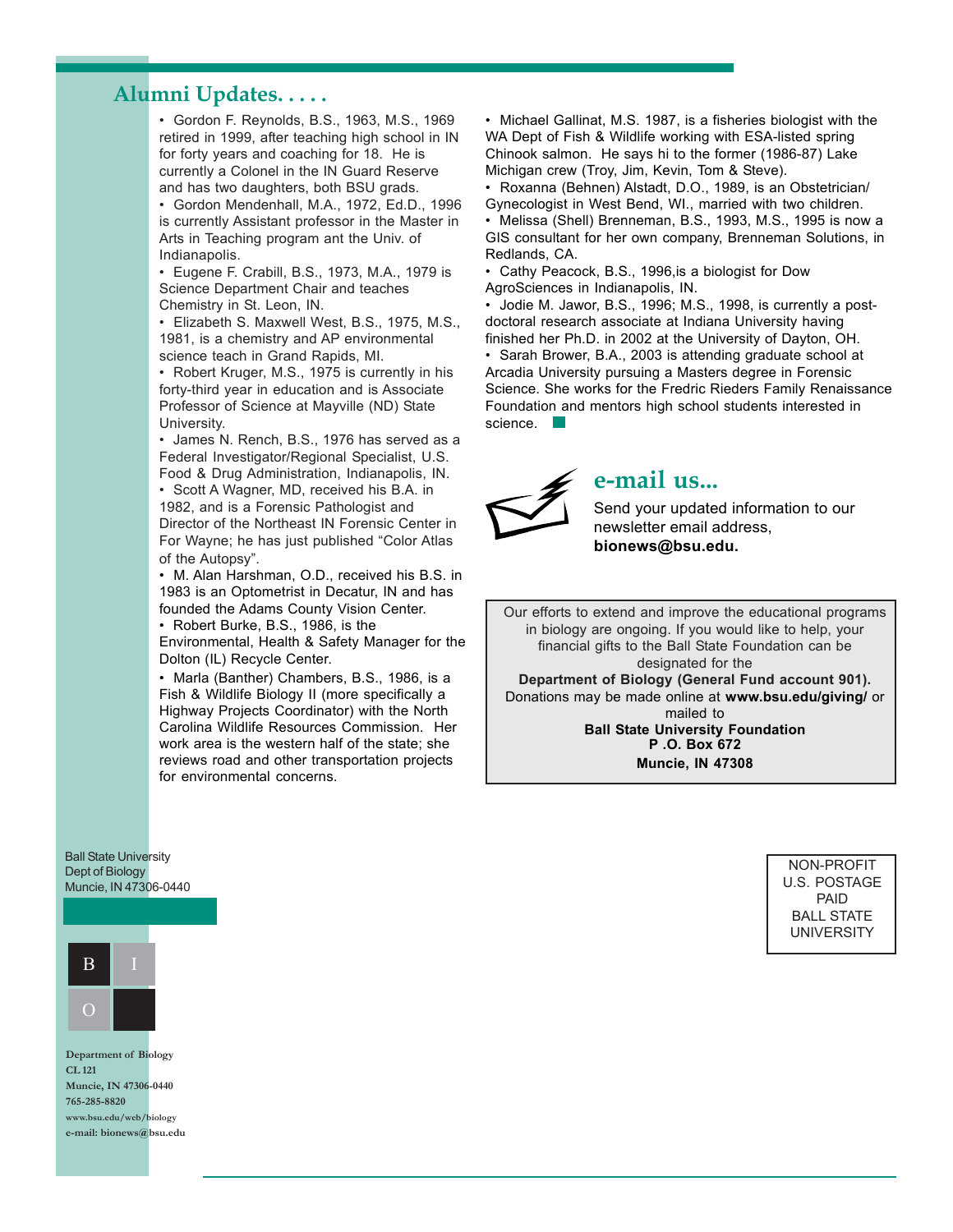## Alumni Updates. . . . .

- Gordon F. Reynolds, B.S., 1963, M.S., 1969 retired in 1999, after teaching high school in IN for forty years and coaching for 18. He is currently a Colonel in the IN Guard Reserve and has two daughters, both BSU grads.
- Gordon Mendenhall, M.A., 1972, Ed.D., 1996 is currently Assistant professor in the Master in Arts in Teaching program ant the Univ. of Indianapolis.
- Eugene F. Crabill, B.S., 1973, M.A., 1979 is Science Department Chair and teaches Chemistry in St. Leon, IN.
- Elizabeth S. Maxwell West, B.S., 1975, M.S., 1981, is a chemistry and AP environmental science teach in Grand Rapids, MI.
- Robert Kruger, M.S., 1975 is currently in his forty-third year in education and is Associate Professor of Science at Mayville (ND) State University.
- James N. Rench, B.S., 1976 has served as a Federal Investigator/Regional Specialist, U.S. Food & Drug Administration, Indianapolis, IN.
- Scott A Wagner, MD, received his B.A. in 1982, and is a Forensic Pathologist and Director of the Northeast IN Forensic Center in For Wayne; he has just published "Color Atlas of the Autopsy".
- M. Alan Harshman, O.D., received his B.S. in 1983 is an Optometrist in Decatur, IN and has founded the Adams County Vision Center.
- Robert Burke, B.S., 1986, is the Environmental, Health & Safety Manager for the Dolton (IL) Recycle Center.
- Marla (Banther) Chambers, B.S., 1986, is a Fish & Wildlife Biology II (more specifically a Highway Projects Coordinator) with the North Carolina Wildlife Resources Commission. Her work area is the western half of the state; she reviews road and other transportation projects for environmental concerns.
- Michael Gallinat, M.S. 1987, is a fisheries biologist with the WA Dept of Fish & Wildlife working with ESA-listed spring Chinook salmon. He says hi to the former (1986-87) Lake Michigan crew (Troy, Jim, Kevin, Tom & Steve).
- Roxanna (Behnen) Alstadt, D.O., 1989, is an Obstetrician/ Gynecologist in West Bend, WI., married with two children.
- Melissa (Shell) Brenneman, B.S., 1993, M.S., 1995 is now a GIS consultant for her own company, Brenneman Solutions, in Redlands, CA.
- Cathy Peacock, B.S., 1996,is a biologist for Dow AgroSciences in Indianapolis, IN.
- Jodie M. Jawor, B.S., 1996; M.S., 1998, is currently a post-doctoral research associate at Indiana University having finished her Ph.D. in 2002 at the University of Dayton, OH.
- Sarah Brower, B.A., 2003 is attending graduate school at Arcadia University pursuing a Masters degree in Forensic Science. She works for the Fredric Rieders Family Renaissance Foundation and mentors high school students interested in science.

## e-mail us...

Send your updated information to our newsletter email address, **bionews@bsu.edu.**

Our efforts to extend and improve the educational programs in biology are ongoing. If you would like to help, your financial gifts to the Ball State Foundation can be designated for the
**Department of Biology (General Fund account 901).**
Donations may be made online at **www.bsu.edu/giving/** or mailed to
**Ball State University Foundation**
**P .O. Box 672**
**Muncie, IN 47308**

Ball State University
Dept of Biology
Muncie, IN 47306-0440

B I
O

**Department of Biology**
**CL 121**
**Muncie, IN 47306-0440**
**765-285-8820**
**www.bsu.edu/web/biology**
**e-mail: bionews@bsu.edu**

NON-PROFIT
U.S. POSTAGE
PAID
BALL STATE
UNIVERSITY